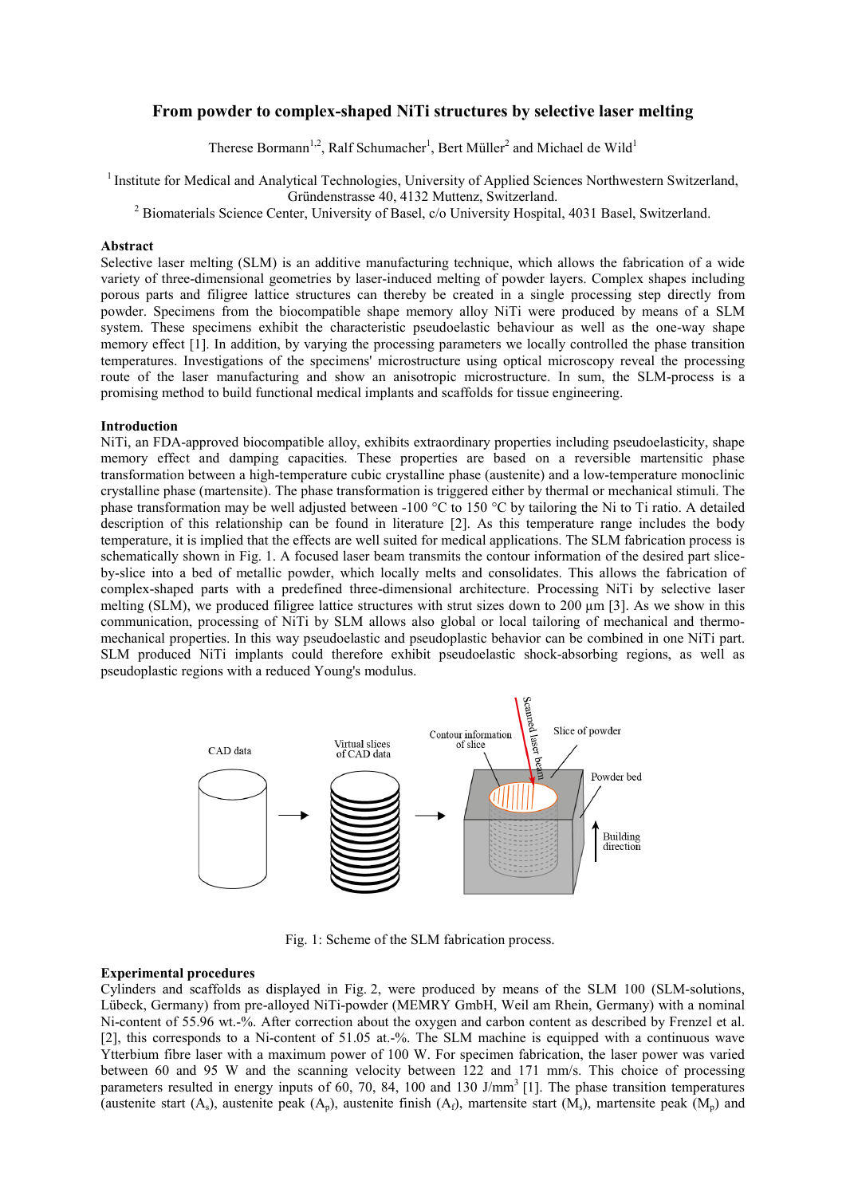# From powder to complex-shaped NiTi structures by selective laser melting

Therese Bormann[1,2], Ralf Schumacher[1], Bert Müller[2] and Michael de Wild[1]

[1] Institute for Medical and Analytical Technologies, University of Applied Sciences Northwestern Switzerland, Gründenstrasse 40, 4132 Muttenz, Switzerland.

[2] Biomaterials Science Center, University of Basel, c/o University Hospital, 4031 Basel, Switzerland.

**Abstract**

Selective laser melting (SLM) is an additive manufacturing technique, which allows the fabrication of a wide variety of three-dimensional geometries by laser-induced melting of powder layers. Complex shapes including porous parts and filigree lattice structures can thereby be created in a single processing step directly from powder. Specimens from the biocompatible shape memory alloy NiTi were produced by means of a SLM system. These specimens exhibit the characteristic pseudoelastic behaviour as well as the one-way shape memory effect [1]. In addition, by varying the processing parameters we locally controlled the phase transition temperatures. Investigations of the specimens' microstructure using optical microscopy reveal the processing route of the laser manufacturing and show an anisotropic microstructure. In sum, the SLM-process is a promising method to build functional medical implants and scaffolds for tissue engineering.

**Introduction**

NiTi, an FDA-approved biocompatible alloy, exhibits extraordinary properties including pseudoelasticity, shape memory effect and damping capacities. These properties are based on a reversible martensitic phase transformation between a high-temperature cubic crystalline phase (austenite) and a low-temperature monoclinic crystalline phase (martensite). The phase transformation is triggered either by thermal or mechanical stimuli. The phase transformation may be well adjusted between -100 °C to 150 °C by tailoring the Ni to Ti ratio. A detailed description of this relationship can be found in literature [2]. As this temperature range includes the body temperature, it is implied that the effects are well suited for medical applications. The SLM fabrication process is schematically shown in Fig. 1. A focused laser beam transmits the contour information of the desired part slice-by-slice into a bed of metallic powder, which locally melts and consolidates. This allows the fabrication of complex-shaped parts with a predefined three-dimensional architecture. Processing NiTi by selective laser melting (SLM), we produced filigree lattice structures with strut sizes down to 200 µm [3]. As we show in this communication, processing of NiTi by SLM allows also global or local tailoring of mechanical and thermo-mechanical properties. In this way pseudoelastic and pseudoplastic behavior can be combined in one NiTi part. SLM produced NiTi implants could therefore exhibit pseudoelastic shock-absorbing regions, as well as pseudoplastic regions with a reduced Young's modulus.

CAD data → Virtual slices of CAD data → Contour information of slice, Scanned laser beam, Slice of powder, Powder bed, Building direction

Fig. 1: Scheme of the SLM fabrication process.

**Experimental procedures**

Cylinders and scaffolds as displayed in Fig. 2, were produced by means of the SLM 100 (SLM-solutions, Lübeck, Germany) from pre-alloyed NiTi-powder (MEMRY GmbH, Weil am Rhein, Germany) with a nominal Ni-content of 55.96 wt.-%. After correction about the oxygen and carbon content as described by Frenzel et al. [2], this corresponds to a Ni-content of 51.05 at.-%. The SLM machine is equipped with a continuous wave Ytterbium fibre laser with a maximum power of 100 W. For specimen fabrication, the laser power was varied between 60 and 95 W and the scanning velocity between 122 and 171 mm/s. This choice of processing parameters resulted in energy inputs of 60, 70, 84, 100 and 130 J/mm$^3$ [1]. The phase transition temperatures (austenite start ($A_s$), austenite peak ($A_p$), austenite finish ($A_f$), martensite start ($M_s$), martensite peak ($M_p$) and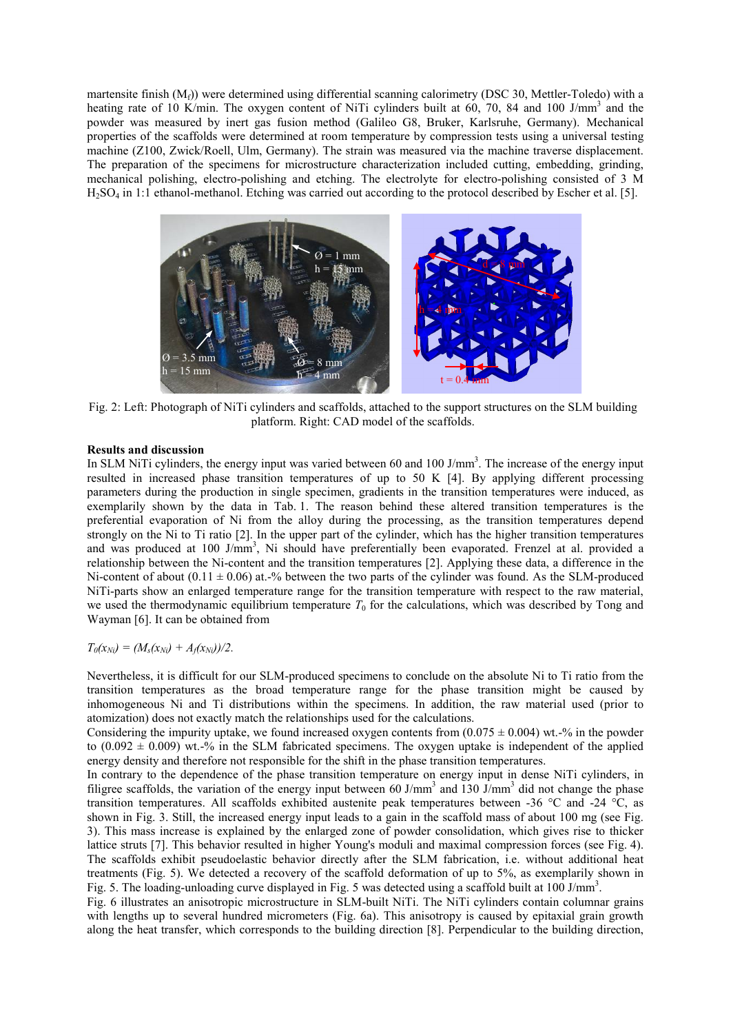martensite finish ($M_f$)) were determined using differential scanning calorimetry (DSC 30, Mettler-Toledo) with a heating rate of 10 K/min. The oxygen content of NiTi cylinders built at 60, 70, 84 and 100 J/mm$^3$ and the powder was measured by inert gas fusion method (Galileo G8, Bruker, Karlsruhe, Germany). Mechanical properties of the scaffolds were determined at room temperature by compression tests using a universal testing machine (Z100, Zwick/Roell, Ulm, Germany). The strain was measured via the machine traverse displacement. The preparation of the specimens for microstructure characterization included cutting, embedding, grinding, mechanical polishing, electro-polishing and etching. The electrolyte for electro-polishing consisted of 3 M $H_2SO_4$ in 1:1 ethanol-methanol. Etching was carried out according to the protocol described by Escher et al. [5].

Fig. 2: Left: Photograph of NiTi cylinders and scaffolds, attached to the support structures on the SLM building platform. Right: CAD model of the scaffolds.

**Results and discussion**

In SLM NiTi cylinders, the energy input was varied between 60 and 100 J/mm$^3$. The increase of the energy input resulted in increased phase transition temperatures of up to 50 K [4]. By applying different processing parameters during the production in single specimen, gradients in the transition temperatures were induced, as exemplarily shown by the data in Tab. 1. The reason behind these altered transition temperatures is the preferential evaporation of Ni from the alloy during the processing, as the transition temperatures depend strongly on the Ni to Ti ratio [2]. In the upper part of the cylinder, which has the higher transition temperatures and was produced at 100 J/mm$^3$, Ni should have preferentially been evaporated. Frenzel at al. provided a relationship between the Ni-content and the transition temperatures [2]. Applying these data, a difference in the Ni-content of about (0.11 ± 0.06) at.-% between the two parts of the cylinder was found. As the SLM-produced NiTi-parts show an enlarged temperature range for the transition temperature with respect to the raw material, we used the thermodynamic equilibrium temperature $T_0$ for the calculations, which was described by Tong and Wayman [6]. It can be obtained from

$$T_0(x_{Ni}) = (M_s(x_{Ni}) + A_f(x_{Ni}))/2.$$

Nevertheless, it is difficult for our SLM-produced specimens to conclude on the absolute Ni to Ti ratio from the transition temperatures as the broad temperature range for the phase transition might be caused by inhomogeneous Ni and Ti distributions within the specimens. In addition, the raw material used (prior to atomization) does not exactly match the relationships used for the calculations.

Considering the impurity uptake, we found increased oxygen contents from (0.075 ± 0.004) wt.-% in the powder to (0.092 ± 0.009) wt.-% in the SLM fabricated specimens. The oxygen uptake is independent of the applied energy density and therefore not responsible for the shift in the phase transition temperatures.

In contrary to the dependence of the phase transition temperature on energy input in dense NiTi cylinders, in filigree scaffolds, the variation of the energy input between 60 J/mm$^3$ and 130 J/mm$^3$ did not change the phase transition temperatures. All scaffolds exhibited austenite peak temperatures between -36 °C and -24 °C, as shown in Fig. 3. Still, the increased energy input leads to a gain in the scaffold mass of about 100 mg (see Fig. 3). This mass increase is explained by the enlarged zone of powder consolidation, which gives rise to thicker lattice struts [7]. This behavior resulted in higher Young's moduli and maximal compression forces (see Fig. 4). The scaffolds exhibit pseudoelastic behavior directly after the SLM fabrication, i.e. without additional heat treatments (Fig. 5). We detected a recovery of the scaffold deformation of up to 5%, as exemplarily shown in Fig. 5. The loading-unloading curve displayed in Fig. 5 was detected using a scaffold built at 100 J/mm$^3$.

Fig. 6 illustrates an anisotropic microstructure in SLM-built NiTi. The NiTi cylinders contain columnar grains with lengths up to several hundred micrometers (Fig. 6a). This anisotropy is caused by epitaxial grain growth along the heat transfer, which corresponds to the building direction [8]. Perpendicular to the building direction,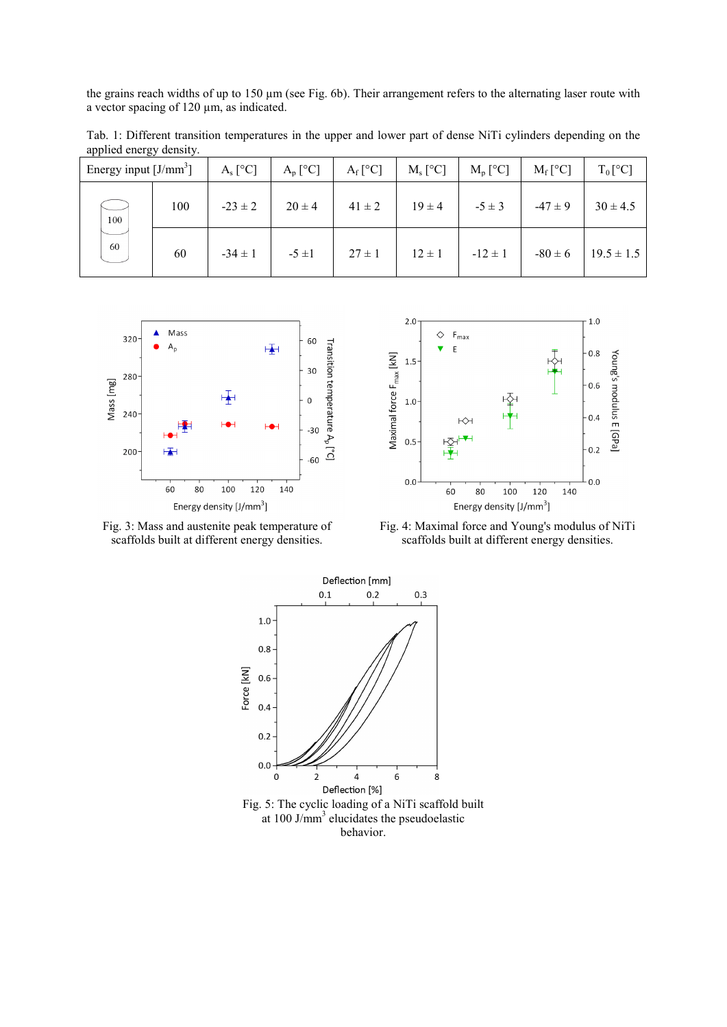the grains reach widths of up to 150 µm (see Fig. 6b). Their arrangement refers to the alternating laser route with a vector spacing of 120 µm, as indicated.

Tab. 1: Different transition temperatures in the upper and lower part of dense NiTi cylinders depending on the applied energy density.

| Energy input [J/mm$^3$] | | $A_s$ [°C] | $A_p$ [°C] | $A_f$ [°C] | $M_s$ [°C] | $M_p$ [°C] | $M_f$ [°C] | $T_0$ [°C] |
|---|---|---|---|---|---|---|---|---|
| 100 (upper part) | 100 | -23 ± 2 | 20 ± 4 | 41 ± 2 | 19 ± 4 | -5 ± 3 | -47 ± 9 | 30 ± 4.5 |
| 60 (lower part) | 60 | -34 ± 1 | -5 ±1 | 27 ± 1 | 12 ± 1 | -12 ± 1 | -80 ± 6 | 19.5 ± 1.5 |

Fig. 3: Mass and austenite peak temperature of scaffolds built at different energy densities.

Fig. 4: Maximal force and Young's modulus of NiTi scaffolds built at different energy densities.

Fig. 5: The cyclic loading of a NiTi scaffold built at 100 J/mm$^3$ elucidates the pseudoelastic behavior.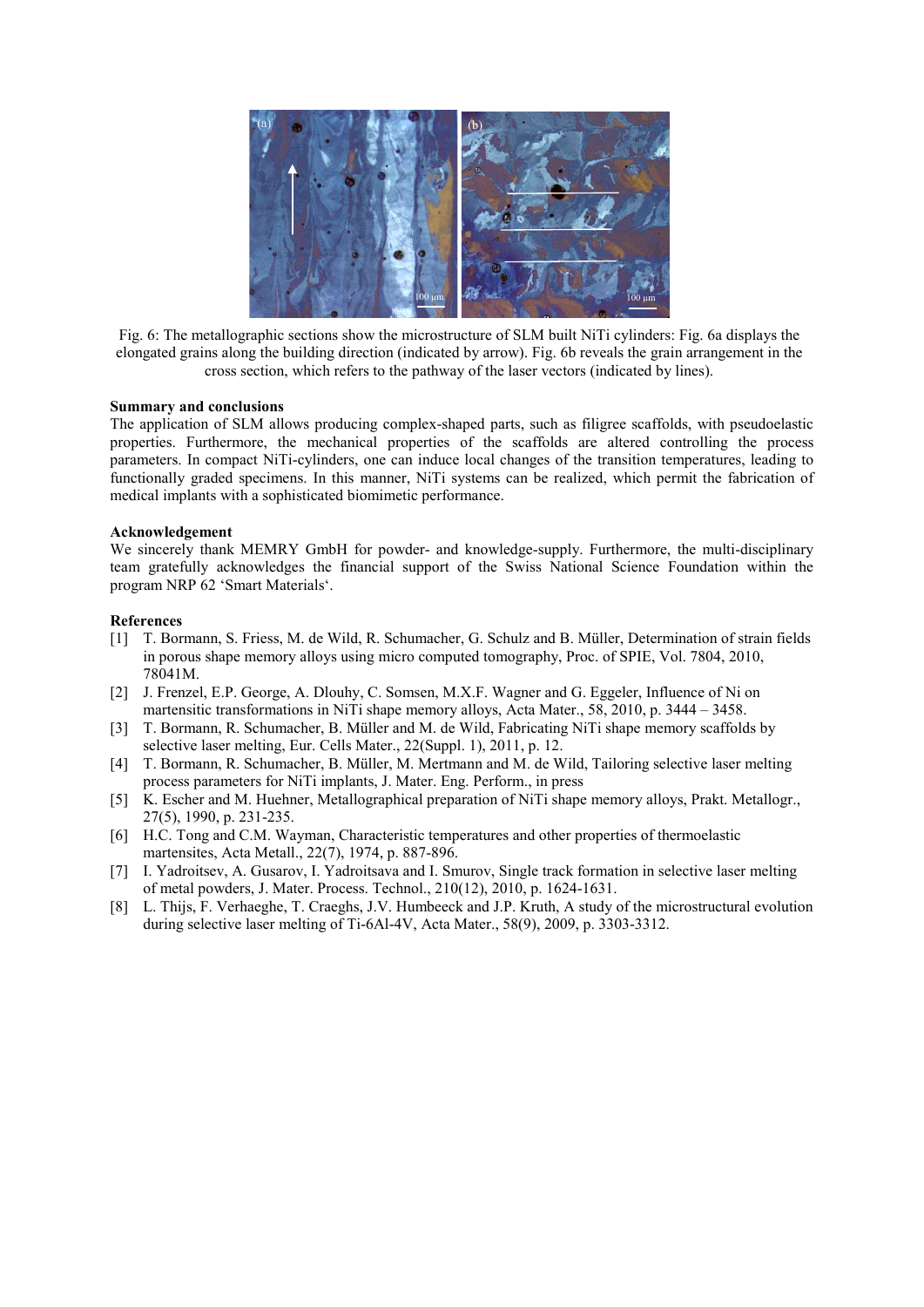Fig. 6: The metallographic sections show the microstructure of SLM built NiTi cylinders: Fig. 6a displays the elongated grains along the building direction (indicated by arrow). Fig. 6b reveals the grain arrangement in the cross section, which refers to the pathway of the laser vectors (indicated by lines).

**Summary and conclusions**

The application of SLM allows producing complex-shaped parts, such as filigree scaffolds, with pseudoelastic properties. Furthermore, the mechanical properties of the scaffolds are altered controlling the process parameters. In compact NiTi-cylinders, one can induce local changes of the transition temperatures, leading to functionally graded specimens. In this manner, NiTi systems can be realized, which permit the fabrication of medical implants with a sophisticated biomimetic performance.

**Acknowledgement**

We sincerely thank MEMRY GmbH for powder- and knowledge-supply. Furthermore, the multi-disciplinary team gratefully acknowledges the financial support of the Swiss National Science Foundation within the program NRP 62 'Smart Materials'.

**References**

[1] T. Bormann, S. Friess, M. de Wild, R. Schumacher, G. Schulz and B. Müller, Determination of strain fields in porous shape memory alloys using micro computed tomography, Proc. of SPIE, Vol. 7804, 2010, 78041M.

[2] J. Frenzel, E.P. George, A. Dlouhy, C. Somsen, M.X.F. Wagner and G. Eggeler, Influence of Ni on martensitic transformations in NiTi shape memory alloys, Acta Mater., 58, 2010, p. 3444 – 3458.

[3] T. Bormann, R. Schumacher, B. Müller and M. de Wild, Fabricating NiTi shape memory scaffolds by selective laser melting, Eur. Cells Mater., 22(Suppl. 1), 2011, p. 12.

[4] T. Bormann, R. Schumacher, B. Müller, M. Mertmann and M. de Wild, Tailoring selective laser melting process parameters for NiTi implants, J. Mater. Eng. Perform., in press

[5] K. Escher and M. Huehner, Metallographical preparation of NiTi shape memory alloys, Prakt. Metallogr., 27(5), 1990, p. 231-235.

[6] H.C. Tong and C.M. Wayman, Characteristic temperatures and other properties of thermoelastic martensites, Acta Metall., 22(7), 1974, p. 887-896.

[7] I. Yadroitsev, A. Gusarov, I. Yadroitsava and I. Smurov, Single track formation in selective laser melting of metal powders, J. Mater. Process. Technol., 210(12), 2010, p. 1624-1631.

[8] L. Thijs, F. Verhaeghe, T. Craeghs, J.V. Humbeeck and J.P. Kruth, A study of the microstructural evolution during selective laser melting of Ti-6Al-4V, Acta Mater., 58(9), 2009, p. 3303-3312.